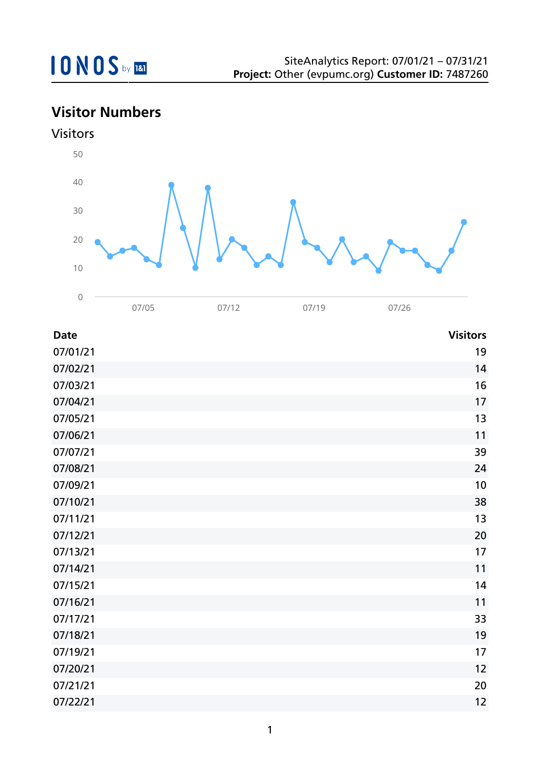SiteAnalytics Report: 07/01/21 – 07/31/21
**Project:** Other (evpumc.org) **Customer ID:** 7487260

## Visitor Numbers

### Visitors

| Date | Visitors |
|---|---|
| 07/01/21 | 19 |
| 07/02/21 | 14 |
| 07/03/21 | 16 |
| 07/04/21 | 17 |
| 07/05/21 | 13 |
| 07/06/21 | 11 |
| 07/07/21 | 39 |
| 07/08/21 | 24 |
| 07/09/21 | 10 |
| 07/10/21 | 38 |
| 07/11/21 | 13 |
| 07/12/21 | 20 |
| 07/13/21 | 17 |
| 07/14/21 | 11 |
| 07/15/21 | 14 |
| 07/16/21 | 11 |
| 07/17/21 | 33 |
| 07/18/21 | 19 |
| 07/19/21 | 17 |
| 07/20/21 | 12 |
| 07/21/21 | 20 |
| 07/22/21 | 12 |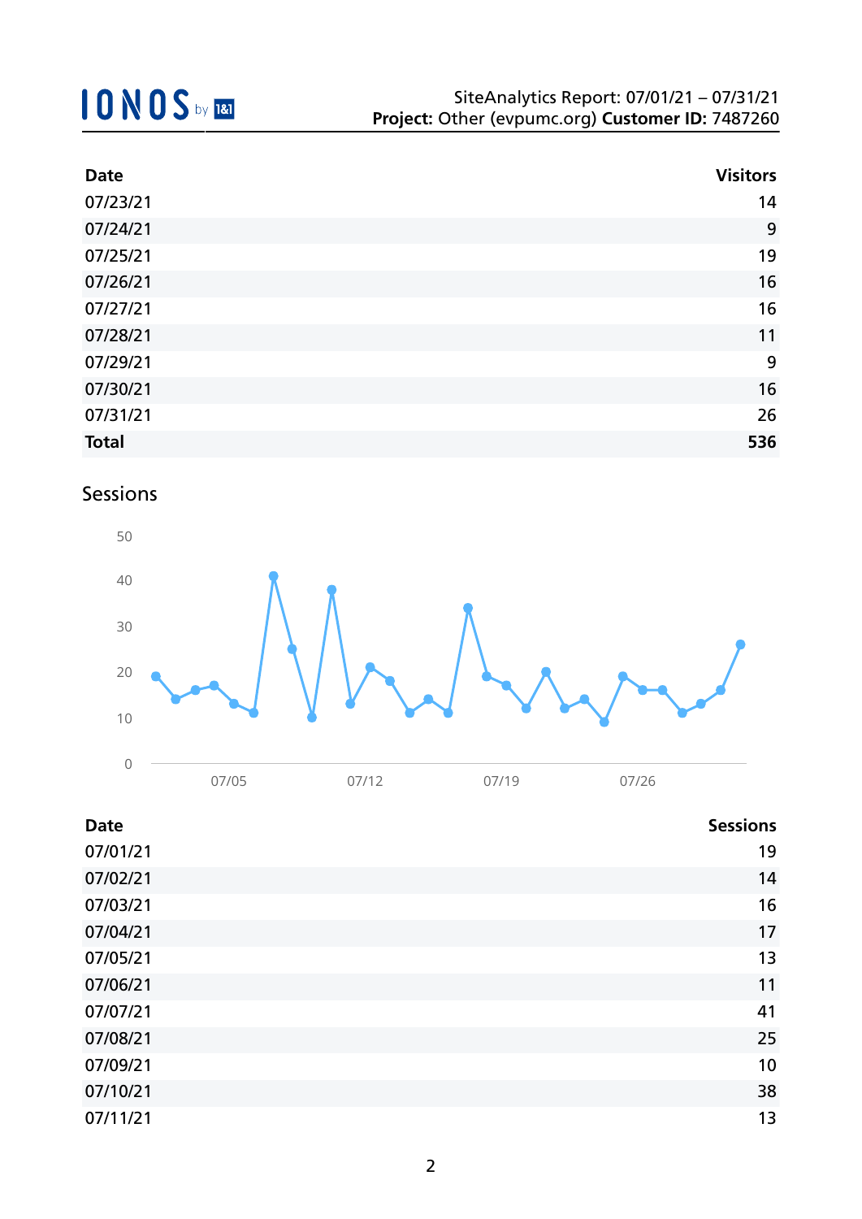| Date | Visitors |
|---|---|
| 07/23/21 | 14 |
| 07/24/21 | 9 |
| 07/25/21 | 19 |
| 07/26/21 | 16 |
| 07/27/21 | 16 |
| 07/28/21 | 11 |
| 07/29/21 | 9 |
| 07/30/21 | 16 |
| 07/31/21 | 26 |
| **Total** | **536** |

## Sessions

| Date | Sessions |
|---|---|
| 07/01/21 | 19 |
| 07/02/21 | 14 |
| 07/03/21 | 16 |
| 07/04/21 | 17 |
| 07/05/21 | 13 |
| 07/06/21 | 11 |
| 07/07/21 | 41 |
| 07/08/21 | 25 |
| 07/09/21 | 10 |
| 07/10/21 | 38 |
| 07/11/21 | 13 |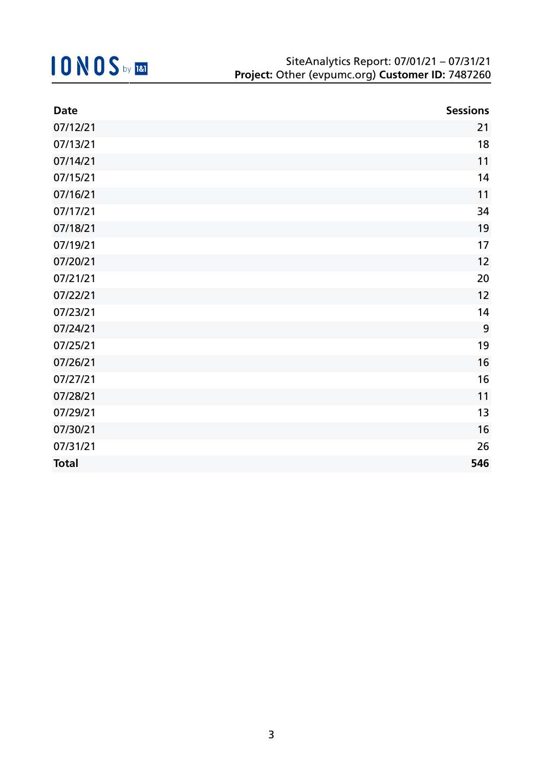| Date | Sessions |
|---|---|
| 07/12/21 | 21 |
| 07/13/21 | 18 |
| 07/14/21 | 11 |
| 07/15/21 | 14 |
| 07/16/21 | 11 |
| 07/17/21 | 34 |
| 07/18/21 | 19 |
| 07/19/21 | 17 |
| 07/20/21 | 12 |
| 07/21/21 | 20 |
| 07/22/21 | 12 |
| 07/23/21 | 14 |
| 07/24/21 | 9 |
| 07/25/21 | 19 |
| 07/26/21 | 16 |
| 07/27/21 | 16 |
| 07/28/21 | 11 |
| 07/29/21 | 13 |
| 07/30/21 | 16 |
| 07/31/21 | 26 |
| **Total** | **546** |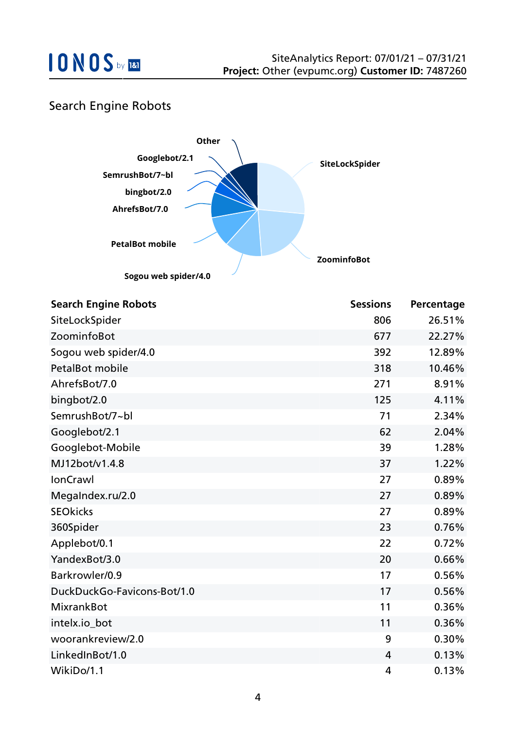## Search Engine Robots

| Search Engine Robots | Sessions | Percentage |
|---|---|---|
| SiteLockSpider | 806 | 26.51% |
| ZoominfoBot | 677 | 22.27% |
| Sogou web spider/4.0 | 392 | 12.89% |
| PetalBot mobile | 318 | 10.46% |
| AhrefsBot/7.0 | 271 | 8.91% |
| bingbot/2.0 | 125 | 4.11% |
| SemrushBot/7~bl | 71 | 2.34% |
| Googlebot/2.1 | 62 | 2.04% |
| Googlebot-Mobile | 39 | 1.28% |
| MJ12bot/v1.4.8 | 37 | 1.22% |
| IonCrawl | 27 | 0.89% |
| MegaIndex.ru/2.0 | 27 | 0.89% |
| SEOkicks | 27 | 0.89% |
| 360Spider | 23 | 0.76% |
| Applebot/0.1 | 22 | 0.72% |
| YandexBot/3.0 | 20 | 0.66% |
| Barkrowler/0.9 | 17 | 0.56% |
| DuckDuckGo-Favicons-Bot/1.0 | 17 | 0.56% |
| MixrankBot | 11 | 0.36% |
| intelx.io_bot | 11 | 0.36% |
| woorankreview/2.0 | 9 | 0.30% |
| LinkedInBot/1.0 | 4 | 0.13% |
| WikiDo/1.1 | 4 | 0.13% |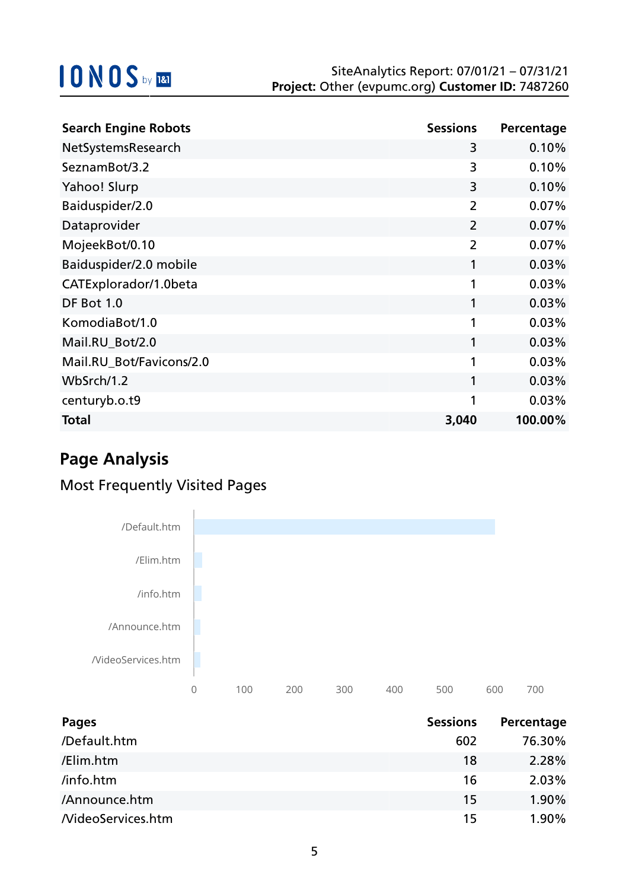| Search Engine Robots | Sessions | Percentage |
|---|---:|---:|
| NetSystemsResearch | 3 | 0.10% |
| SeznamBot/3.2 | 3 | 0.10% |
| Yahoo! Slurp | 3 | 0.10% |
| Baiduspider/2.0 | 2 | 0.07% |
| Dataprovider | 2 | 0.07% |
| MojeekBot/0.10 | 2 | 0.07% |
| Baiduspider/2.0 mobile | 1 | 0.03% |
| CATExplorador/1.0beta | 1 | 0.03% |
| DF Bot 1.0 | 1 | 0.03% |
| KomodiaBot/1.0 | 1 | 0.03% |
| Mail.RU_Bot/2.0 | 1 | 0.03% |
| Mail.RU_Bot/Favicons/2.0 | 1 | 0.03% |
| WbSrch/1.2 | 1 | 0.03% |
| centuryb.o.t9 | 1 | 0.03% |
| **Total** | **3,040** | **100.00%** |

## Page Analysis

### Most Frequently Visited Pages

| Pages | Sessions | Percentage |
|---|---:|---:|
| /Default.htm | 602 | 76.30% |
| /Elim.htm | 18 | 2.28% |
| /info.htm | 16 | 2.03% |
| /Announce.htm | 15 | 1.90% |
| /VideoServices.htm | 15 | 1.90% |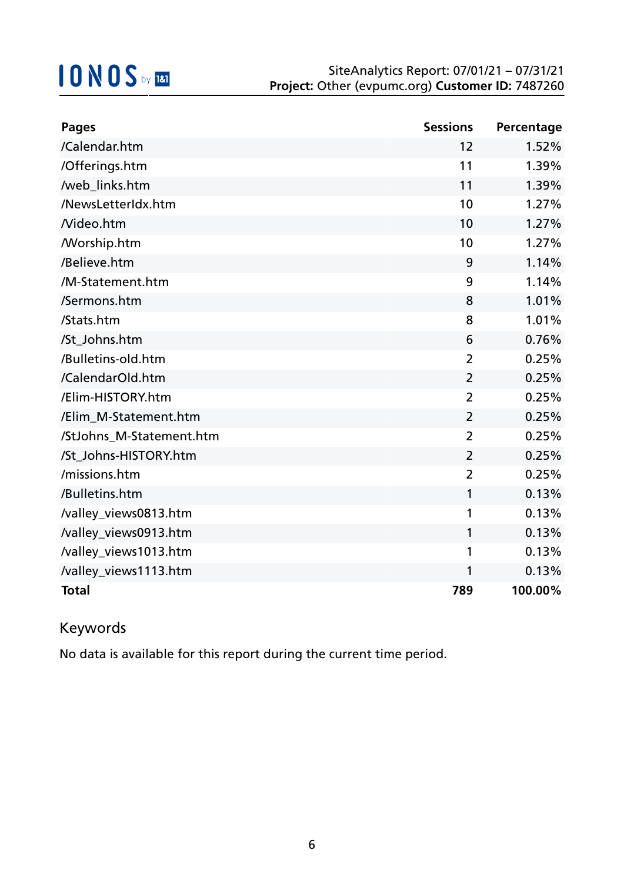SiteAnalytics Report: 07/01/21 – 07/31/21
**Project:** Other (evpumc.org) **Customer ID:** 7487260

| Pages | Sessions | Percentage |
|---|---|---|
| /Calendar.htm | 12 | 1.52% |
| /Offerings.htm | 11 | 1.39% |
| /web_links.htm | 11 | 1.39% |
| /NewsLetterIdx.htm | 10 | 1.27% |
| /Video.htm | 10 | 1.27% |
| /Worship.htm | 10 | 1.27% |
| /Believe.htm | 9 | 1.14% |
| /M-Statement.htm | 9 | 1.14% |
| /Sermons.htm | 8 | 1.01% |
| /Stats.htm | 8 | 1.01% |
| /St_Johns.htm | 6 | 0.76% |
| /Bulletins-old.htm | 2 | 0.25% |
| /CalendarOld.htm | 2 | 0.25% |
| /Elim-HISTORY.htm | 2 | 0.25% |
| /Elim_M-Statement.htm | 2 | 0.25% |
| /StJohns_M-Statement.htm | 2 | 0.25% |
| /St_Johns-HISTORY.htm | 2 | 0.25% |
| /missions.htm | 2 | 0.25% |
| /Bulletins.htm | 1 | 0.13% |
| /valley_views0813.htm | 1 | 0.13% |
| /valley_views0913.htm | 1 | 0.13% |
| /valley_views1013.htm | 1 | 0.13% |
| /valley_views1113.htm | 1 | 0.13% |
| **Total** | **789** | **100.00%** |

## Keywords

No data is available for this report during the current time period.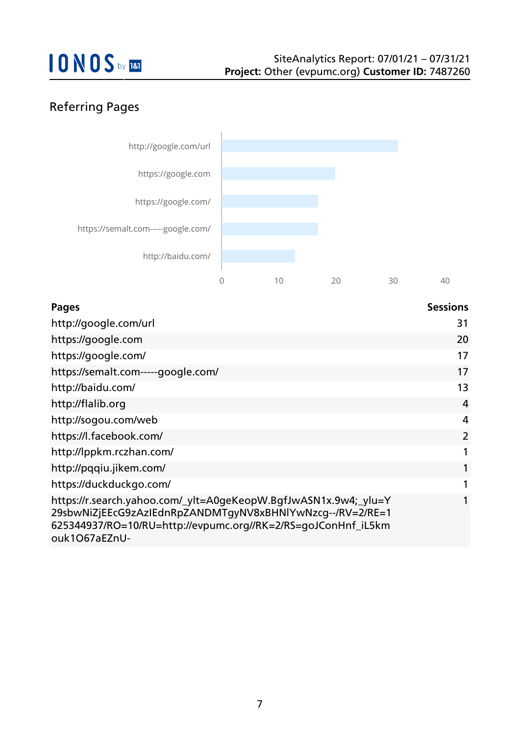## Referring Pages

| Pages | Sessions |
|---|---|
| http://google.com/url | 31 |
| https://google.com | 20 |
| https://google.com/ | 17 |
| https://semalt.com-----google.com/ | 17 |
| http://baidu.com/ | 13 |
| http://flalib.org | 4 |
| http://sogou.com/web | 4 |
| https://l.facebook.com/ | 2 |
| http://lppkm.rczhan.com/ | 1 |
| http://pqqiu.jikem.com/ | 1 |
| https://duckduckgo.com/ | 1 |
| https://r.search.yahoo.com/_ylt=A0geKeopW.BgfJwASN1x.9w4;_ylu=Y29sbwNiZjEEcG9zAzIEdnRpZANDMTgyNV8xBHNlYwNzcg--/RV=2/RE=1625344937/RO=10/RU=http://evpumc.org//RK=2/RS=goJConHnf_iL5kmouk1O67aEZnU- | 1 |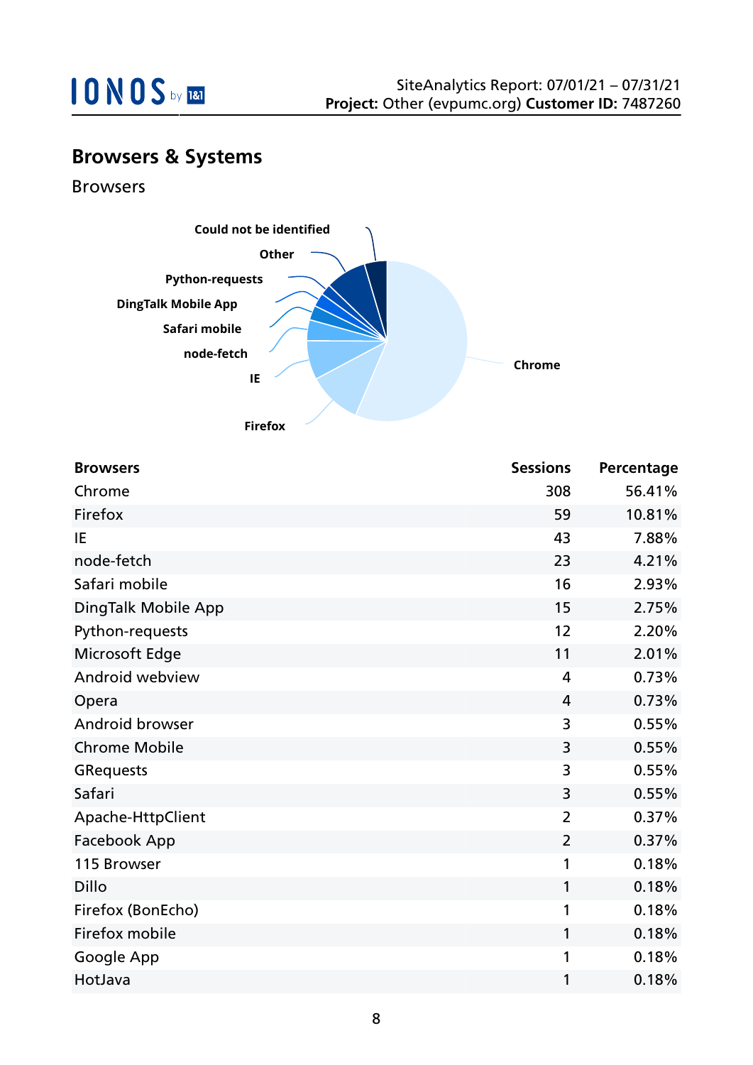## Browsers & Systems

### Browsers

| Browsers | Sessions | Percentage |
|---|---|---|
| Chrome | 308 | 56.41% |
| Firefox | 59 | 10.81% |
| IE | 43 | 7.88% |
| node-fetch | 23 | 4.21% |
| Safari mobile | 16 | 2.93% |
| DingTalk Mobile App | 15 | 2.75% |
| Python-requests | 12 | 2.20% |
| Microsoft Edge | 11 | 2.01% |
| Android webview | 4 | 0.73% |
| Opera | 4 | 0.73% |
| Android browser | 3 | 0.55% |
| Chrome Mobile | 3 | 0.55% |
| GRequests | 3 | 0.55% |
| Safari | 3 | 0.55% |
| Apache-HttpClient | 2 | 0.37% |
| Facebook App | 2 | 0.37% |
| 115 Browser | 1 | 0.18% |
| Dillo | 1 | 0.18% |
| Firefox (BonEcho) | 1 | 0.18% |
| Firefox mobile | 1 | 0.18% |
| Google App | 1 | 0.18% |
| HotJava | 1 | 0.18% |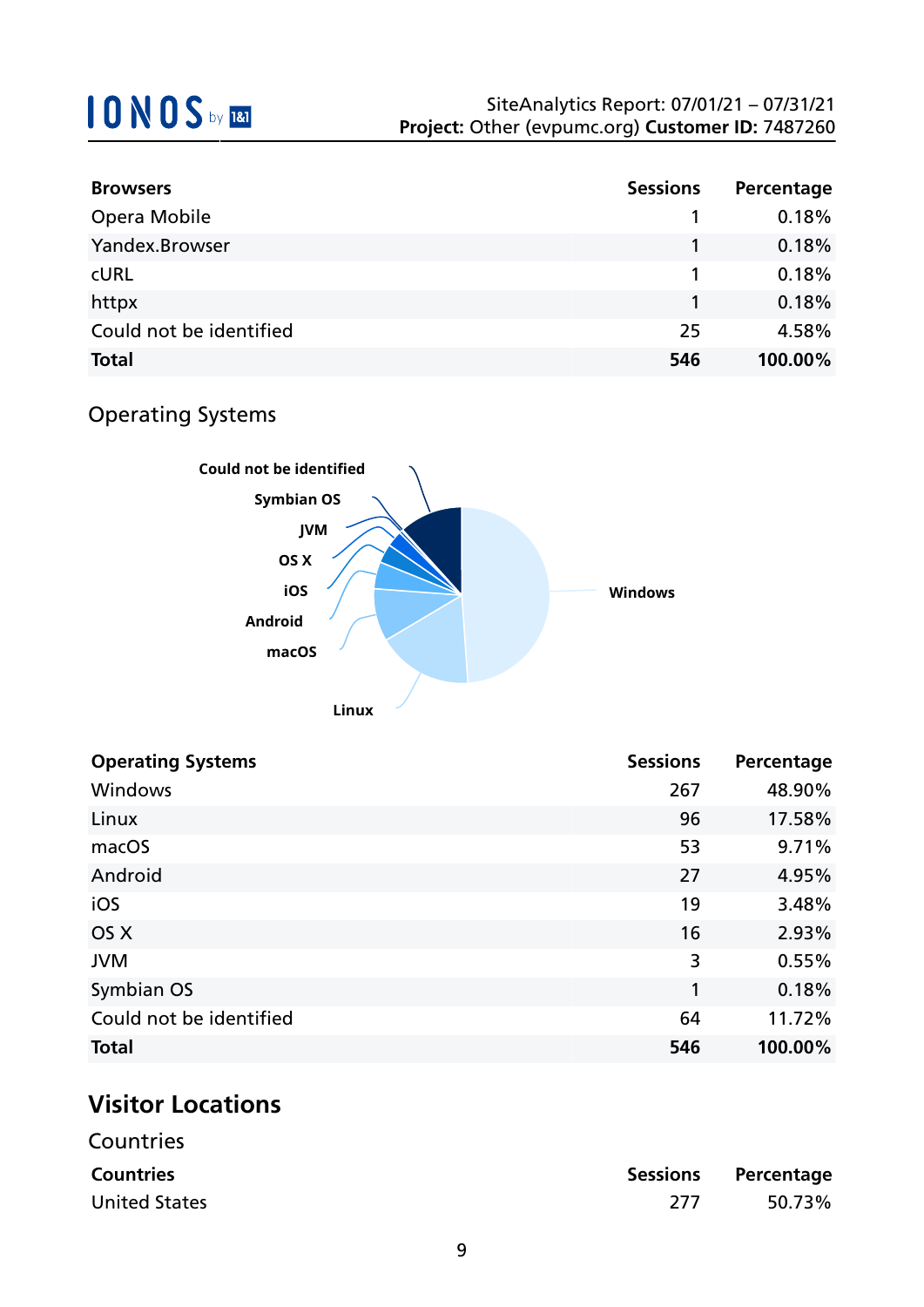| Browsers | Sessions | Percentage |
|---|---|---|
| Opera Mobile | 1 | 0.18% |
| Yandex.Browser | 1 | 0.18% |
| cURL | 1 | 0.18% |
| httpx | 1 | 0.18% |
| Could not be identified | 25 | 4.58% |
| **Total** | **546** | **100.00%** |

## Operating Systems

| Operating Systems | Sessions | Percentage |
|---|---|---|
| Windows | 267 | 48.90% |
| Linux | 96 | 17.58% |
| macOS | 53 | 9.71% |
| Android | 27 | 4.95% |
| iOS | 19 | 3.48% |
| OS X | 16 | 2.93% |
| JVM | 3 | 0.55% |
| Symbian OS | 1 | 0.18% |
| Could not be identified | 64 | 11.72% |
| **Total** | **546** | **100.00%** |

# Visitor Locations

## Countries

| Countries | Sessions | Percentage |
|---|---|---|
| United States | 277 | 50.73% |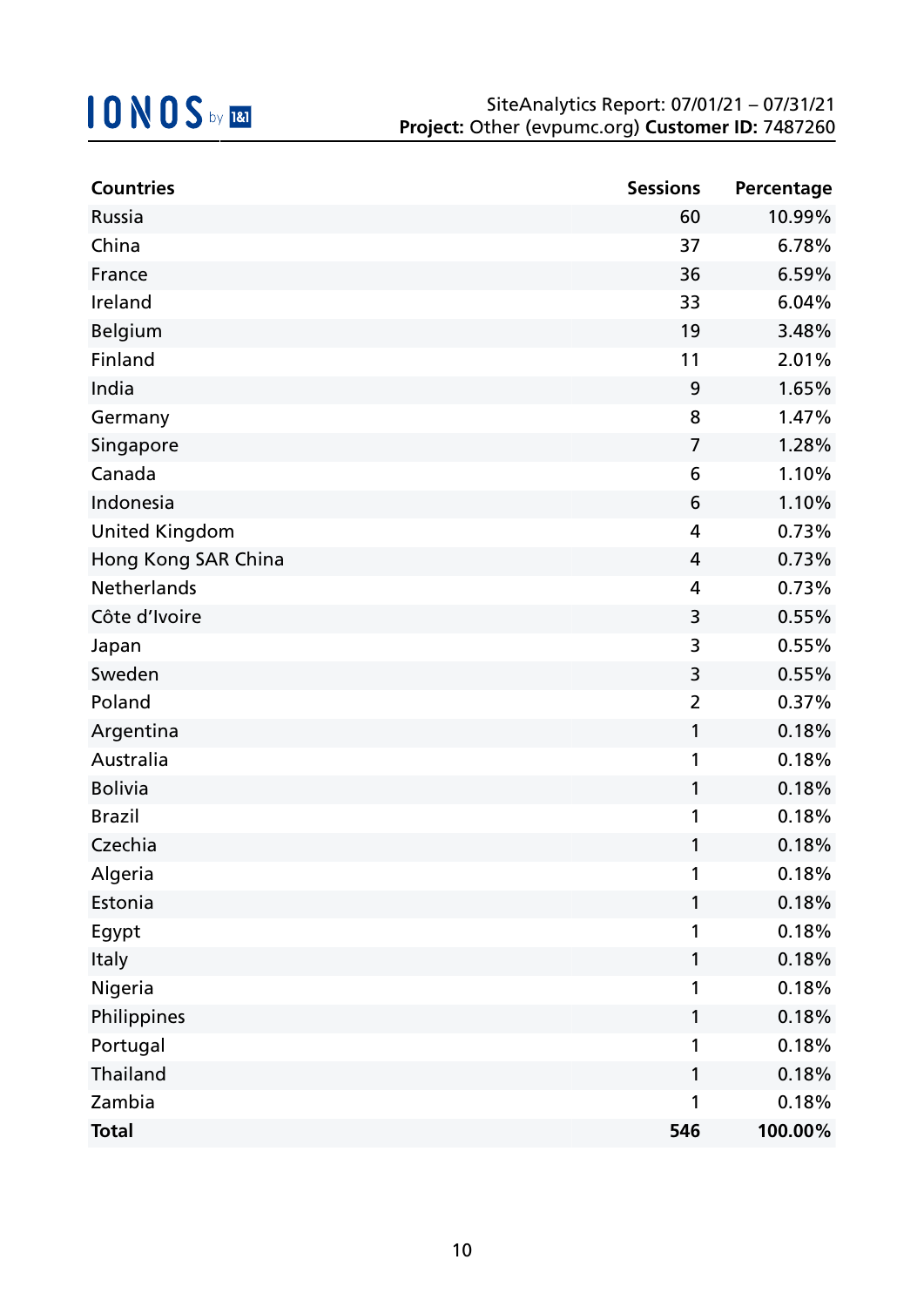| Countries | Sessions | Percentage |
|---|---|---|
| Russia | 60 | 10.99% |
| China | 37 | 6.78% |
| France | 36 | 6.59% |
| Ireland | 33 | 6.04% |
| Belgium | 19 | 3.48% |
| Finland | 11 | 2.01% |
| India | 9 | 1.65% |
| Germany | 8 | 1.47% |
| Singapore | 7 | 1.28% |
| Canada | 6 | 1.10% |
| Indonesia | 6 | 1.10% |
| United Kingdom | 4 | 0.73% |
| Hong Kong SAR China | 4 | 0.73% |
| Netherlands | 4 | 0.73% |
| Côte d’Ivoire | 3 | 0.55% |
| Japan | 3 | 0.55% |
| Sweden | 3 | 0.55% |
| Poland | 2 | 0.37% |
| Argentina | 1 | 0.18% |
| Australia | 1 | 0.18% |
| Bolivia | 1 | 0.18% |
| Brazil | 1 | 0.18% |
| Czechia | 1 | 0.18% |
| Algeria | 1 | 0.18% |
| Estonia | 1 | 0.18% |
| Egypt | 1 | 0.18% |
| Italy | 1 | 0.18% |
| Nigeria | 1 | 0.18% |
| Philippines | 1 | 0.18% |
| Portugal | 1 | 0.18% |
| Thailand | 1 | 0.18% |
| Zambia | 1 | 0.18% |
| **Total** | **546** | **100.00%** |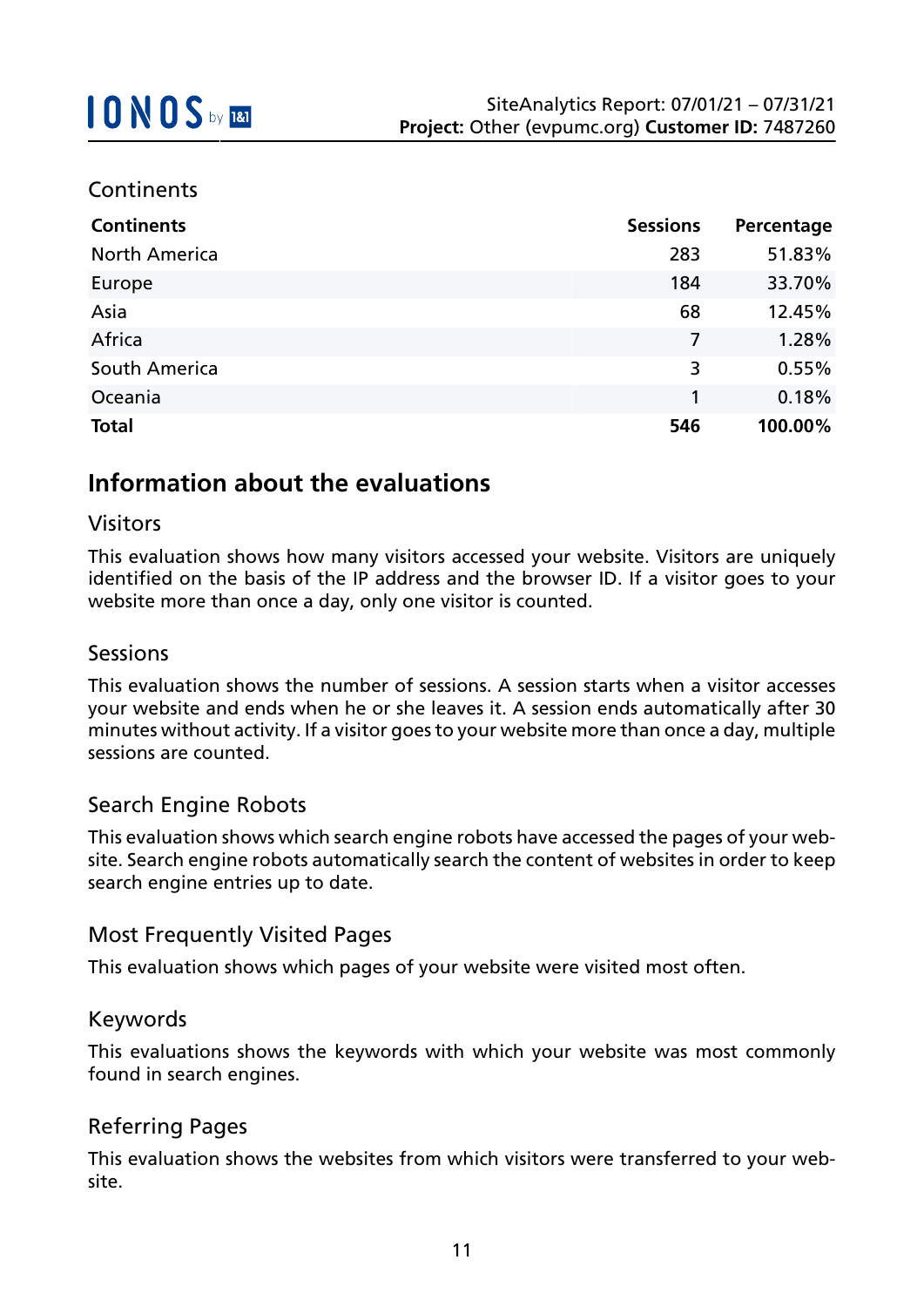## Continents

| Continents | Sessions | Percentage |
|---|---|---|
| North America | 283 | 51.83% |
| Europe | 184 | 33.70% |
| Asia | 68 | 12.45% |
| Africa | 7 | 1.28% |
| South America | 3 | 0.55% |
| Oceania | 1 | 0.18% |
| **Total** | **546** | **100.00%** |

# Information about the evaluations

## Visitors

This evaluation shows how many visitors accessed your website. Visitors are uniquely identified on the basis of the IP address and the browser ID. If a visitor goes to your website more than once a day, only one visitor is counted.

## Sessions

This evaluation shows the number of sessions. A session starts when a visitor accesses your website and ends when he or she leaves it. A session ends automatically after 30 minutes without activity. If a visitor goes to your website more than once a day, multiple sessions are counted.

## Search Engine Robots

This evaluation shows which search engine robots have accessed the pages of your website. Search engine robots automatically search the content of websites in order to keep search engine entries up to date.

## Most Frequently Visited Pages

This evaluation shows which pages of your website were visited most often.

## Keywords

This evaluations shows the keywords with which your website was most commonly found in search engines.

## Referring Pages

This evaluation shows the websites from which visitors were transferred to your website.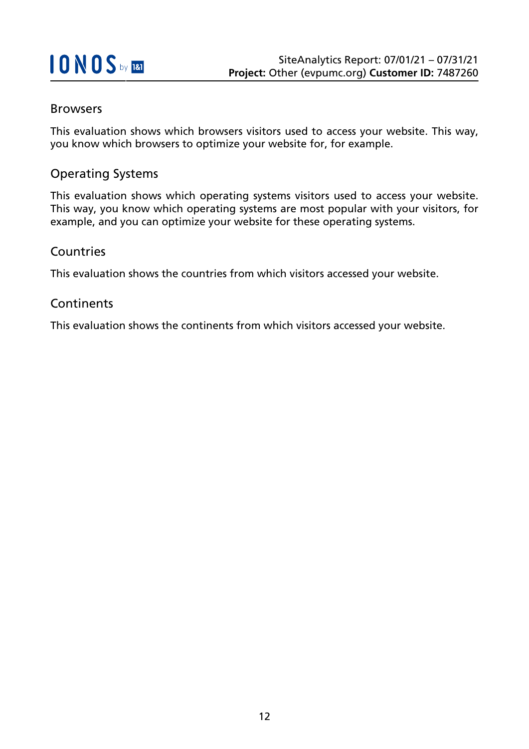## Browsers

This evaluation shows which browsers visitors used to access your website. This way, you know which browsers to optimize your website for, for example.

## Operating Systems

This evaluation shows which operating systems visitors used to access your website. This way, you know which operating systems are most popular with your visitors, for example, and you can optimize your website for these operating systems.

## Countries

This evaluation shows the countries from which visitors accessed your website.

## Continents

This evaluation shows the continents from which visitors accessed your website.